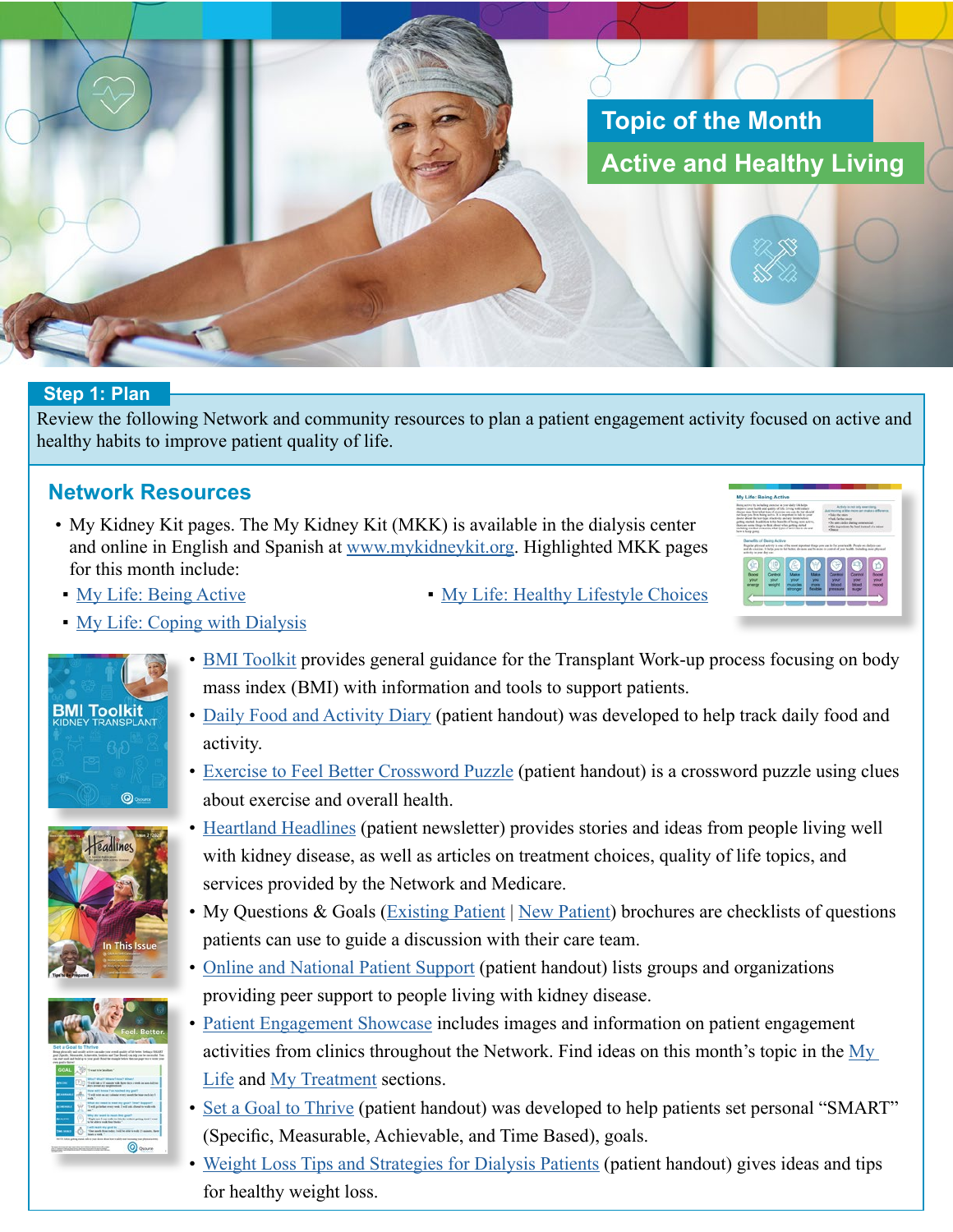# Topic of the Month

## Active and Healthy Living

### Step 1: Plan

Review the following Network and community resources to plan a patient engagement activity focused on active and healthy habits to improve patient quality of life.

### Network Resources

- My Kidney Kit pages. The My Kidney Kit (MKK) is available in the dialysis center and online in English and Spanish at www.mykidneykit.org. Highlighted MKK pages for this month include:
  - My Life: Being Active
  - My Life: Healthy Lifestyle Choices
  - My Life: Coping with Dialysis
- BMI Toolkit provides general guidance for the Transplant Work-up process focusing on body mass index (BMI) with information and tools to support patients.
- Daily Food and Activity Diary (patient handout) was developed to help track daily food and activity.
- Exercise to Feel Better Crossword Puzzle (patient handout) is a crossword puzzle using clues about exercise and overall health.
- Heartland Headlines (patient newsletter) provides stories and ideas from people living well with kidney disease, as well as articles on treatment choices, quality of life topics, and services provided by the Network and Medicare.
- My Questions & Goals (Existing Patient | New Patient) brochures are checklists of questions patients can use to guide a discussion with their care team.
- Online and National Patient Support (patient handout) lists groups and organizations providing peer support to people living with kidney disease.
- Patient Engagement Showcase includes images and information on patient engagement activities from clinics throughout the Network. Find ideas on this month's topic in the My Life and My Treatment sections.
- Set a Goal to Thrive (patient handout) was developed to help patients set personal "SMART" (Specific, Measurable, Achievable, and Time Based), goals.
- Weight Loss Tips and Strategies for Dialysis Patients (patient handout) gives ideas and tips for healthy weight loss.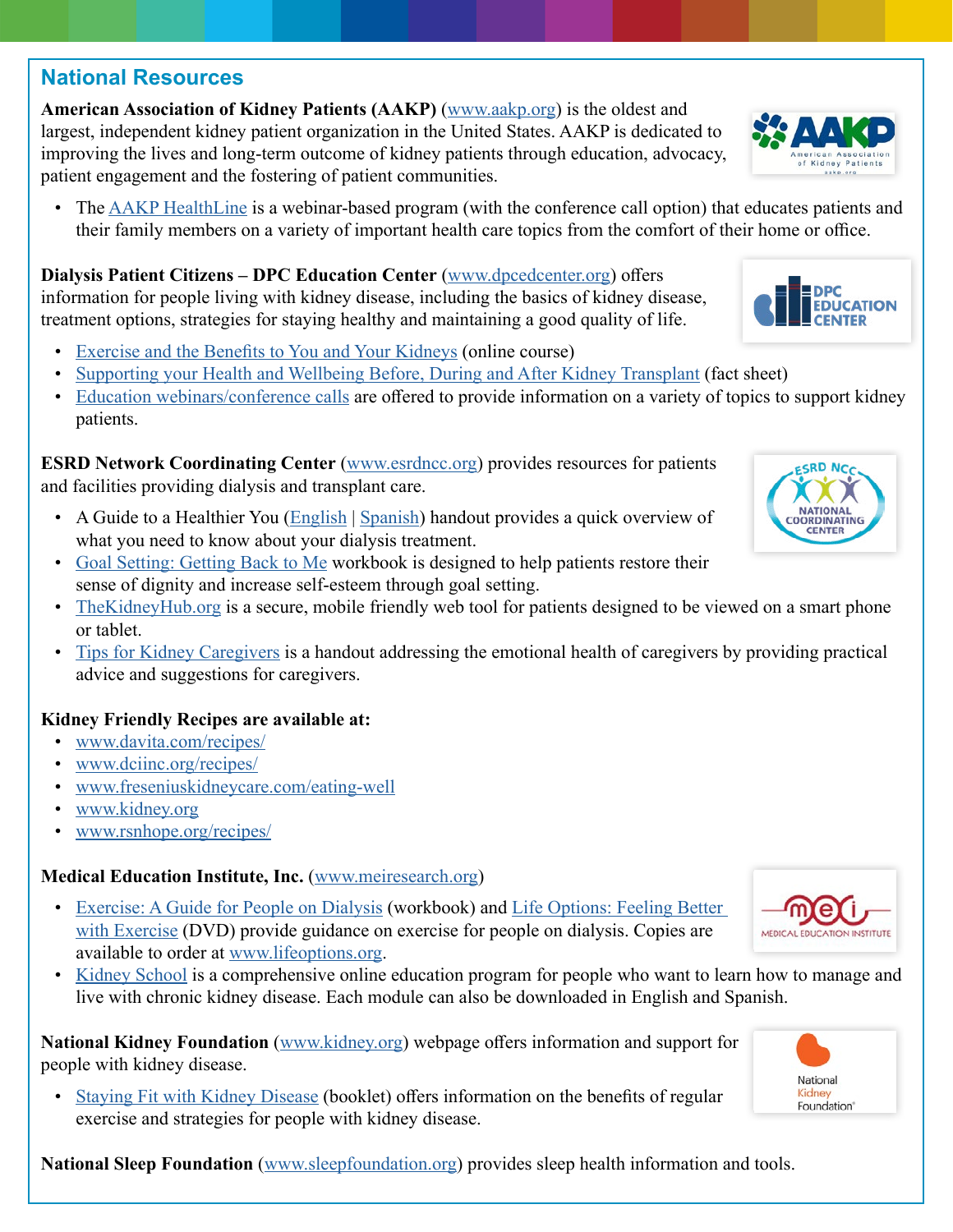## National Resources

**American Association of Kidney Patients (AAKP)** (www.aakp.org) is the oldest and largest, independent kidney patient organization in the United States. AAKP is dedicated to improving the lives and long-term outcome of kidney patients through education, advocacy, patient engagement and the fostering of patient communities.

- The AAKP HealthLine is a webinar-based program (with the conference call option) that educates patients and their family members on a variety of important health care topics from the comfort of their home or office.

**Dialysis Patient Citizens – DPC Education Center** (www.dpcedcenter.org) offers information for people living with kidney disease, including the basics of kidney disease, treatment options, strategies for staying healthy and maintaining a good quality of life.

- Exercise and the Benefits to You and Your Kidneys (online course)
- Supporting your Health and Wellbeing Before, During and After Kidney Transplant (fact sheet)
- Education webinars/conference calls are offered to provide information on a variety of topics to support kidney patients.

**ESRD Network Coordinating Center** (www.esrdncc.org) provides resources for patients and facilities providing dialysis and transplant care.

- A Guide to a Healthier You (English | Spanish) handout provides a quick overview of what you need to know about your dialysis treatment.
- Goal Setting: Getting Back to Me workbook is designed to help patients restore their sense of dignity and increase self-esteem through goal setting.
- TheKidneyHub.org is a secure, mobile friendly web tool for patients designed to be viewed on a smart phone or tablet.
- Tips for Kidney Caregivers is a handout addressing the emotional health of caregivers by providing practical advice and suggestions for caregivers.

**Kidney Friendly Recipes are available at:**

- www.davita.com/recipes/
- www.dciinc.org/recipes/
- www.freseniuskidneycare.com/eating-well
- www.kidney.org
- www.rsnhope.org/recipes/

**Medical Education Institute, Inc.** (www.meiresearch.org)

- Exercise: A Guide for People on Dialysis (workbook) and Life Options: Feeling Better with Exercise (DVD) provide guidance on exercise for people on dialysis. Copies are available to order at www.lifeoptions.org.
- Kidney School is a comprehensive online education program for people who want to learn how to manage and live with chronic kidney disease. Each module can also be downloaded in English and Spanish.

**National Kidney Foundation** (www.kidney.org) webpage offers information and support for people with kidney disease.

- Staying Fit with Kidney Disease (booklet) offers information on the benefits of regular exercise and strategies for people with kidney disease.

**National Sleep Foundation** (www.sleepfoundation.org) provides sleep health information and tools.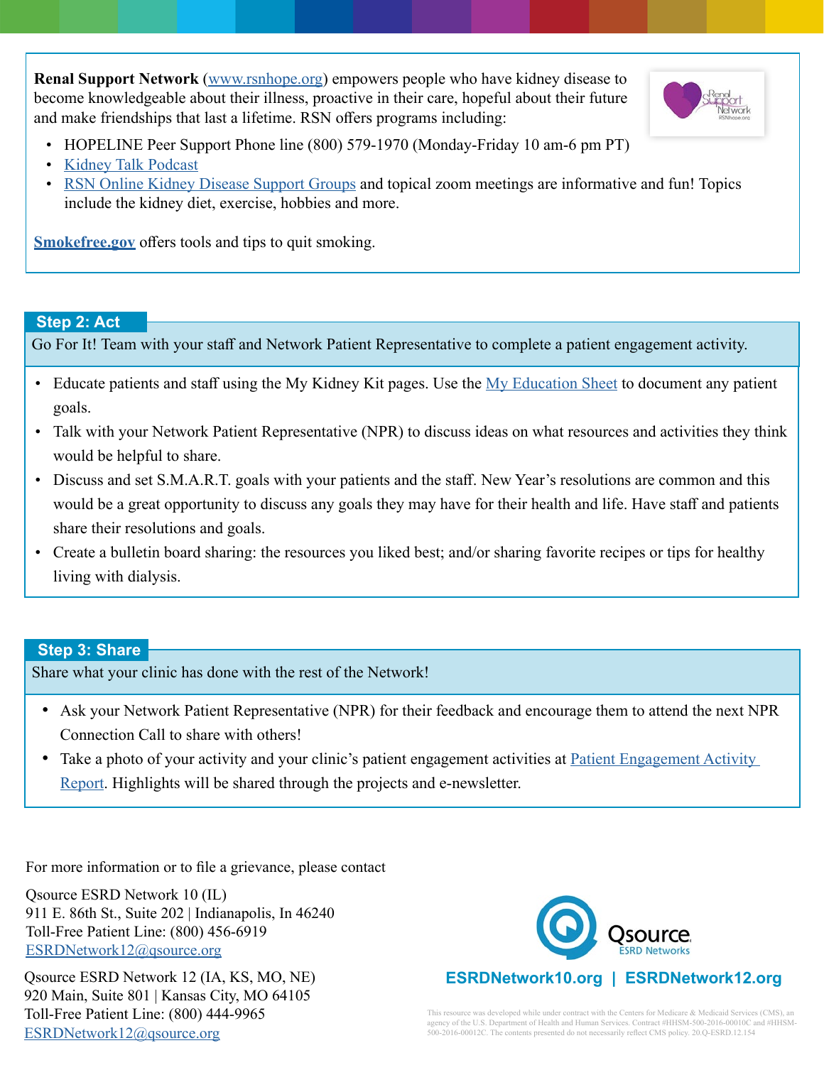**Renal Support Network** (www.rsnhope.org) empowers people who have kidney disease to become knowledgeable about their illness, proactive in their care, hopeful about their future and make friendships that last a lifetime. RSN offers programs including:

- HOPELINE Peer Support Phone line (800) 579-1970 (Monday-Friday 10 am-6 pm PT)
- Kidney Talk Podcast
- RSN Online Kidney Disease Support Groups and topical zoom meetings are informative and fun! Topics include the kidney diet, exercise, hobbies and more.

**Smokefree.gov** offers tools and tips to quit smoking.

## Step 2: Act

Go For It! Team with your staff and Network Patient Representative to complete a patient engagement activity.

- Educate patients and staff using the My Kidney Kit pages. Use the My Education Sheet to document any patient goals.
- Talk with your Network Patient Representative (NPR) to discuss ideas on what resources and activities they think would be helpful to share.
- Discuss and set S.M.A.R.T. goals with your patients and the staff. New Year's resolutions are common and this would be a great opportunity to discuss any goals they may have for their health and life. Have staff and patients share their resolutions and goals.
- Create a bulletin board sharing: the resources you liked best; and/or sharing favorite recipes or tips for healthy living with dialysis.

## Step 3: Share

Share what your clinic has done with the rest of the Network!

- Ask your Network Patient Representative (NPR) for their feedback and encourage them to attend the next NPR Connection Call to share with others!
- Take a photo of your activity and your clinic's patient engagement activities at Patient Engagement Activity Report. Highlights will be shared through the projects and e-newsletter.

For more information or to file a grievance, please contact

Qsource ESRD Network 10 (IL)
911 E. 86th St., Suite 202 | Indianapolis, In 46240
Toll-Free Patient Line: (800) 456-6919
ESRDNetwork12@qsource.org

Qsource ESRD Network 12 (IA, KS, MO, NE)
920 Main, Suite 801 | Kansas City, MO 64105
Toll-Free Patient Line: (800) 444-9965
ESRDNetwork12@qsource.org

Qsource ESRD Networks

**ESRDNetwork10.org | ESRDNetwork12.org**

This resource was developed while under contract with the Centers for Medicare & Medicaid Services (CMS), an agency of the U.S. Department of Health and Human Services. Contract #HHSM-500-2016-00010C and #HHSM-500-2016-00012C. The contents presented do not necessarily reflect CMS policy. 20.Q-ESRD.12.154